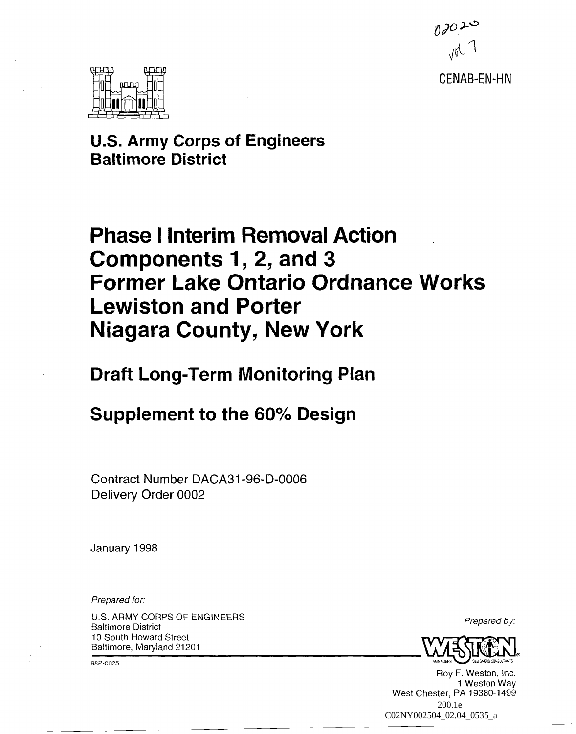02020
vol 1

CENAB-EN-HN

**U.S. Army Corps of Engineers**
**Baltimore District**

# Phase I Interim Removal Action Components 1, 2, and 3 Former Lake Ontario Ordnance Works Lewiston and Porter Niagara County, New York

## Draft Long-Term Monitoring Plan

## Supplement to the 60% Design

Contract Number DACA31-96-D-0006
Delivery Order 0002

January 1998

*Prepared for:*

U.S. ARMY CORPS OF ENGINEERS
Baltimore District
10 South Howard Street
Baltimore, Maryland 21201

98P-0025

*Prepared by:*

WESTON
MANAGERS DESIGNERS CONSULTANTS

Roy F. Weston, Inc.
1 Weston Way
West Chester, PA 19380-1499

200.1e
C02NY002504_02.04_0535_a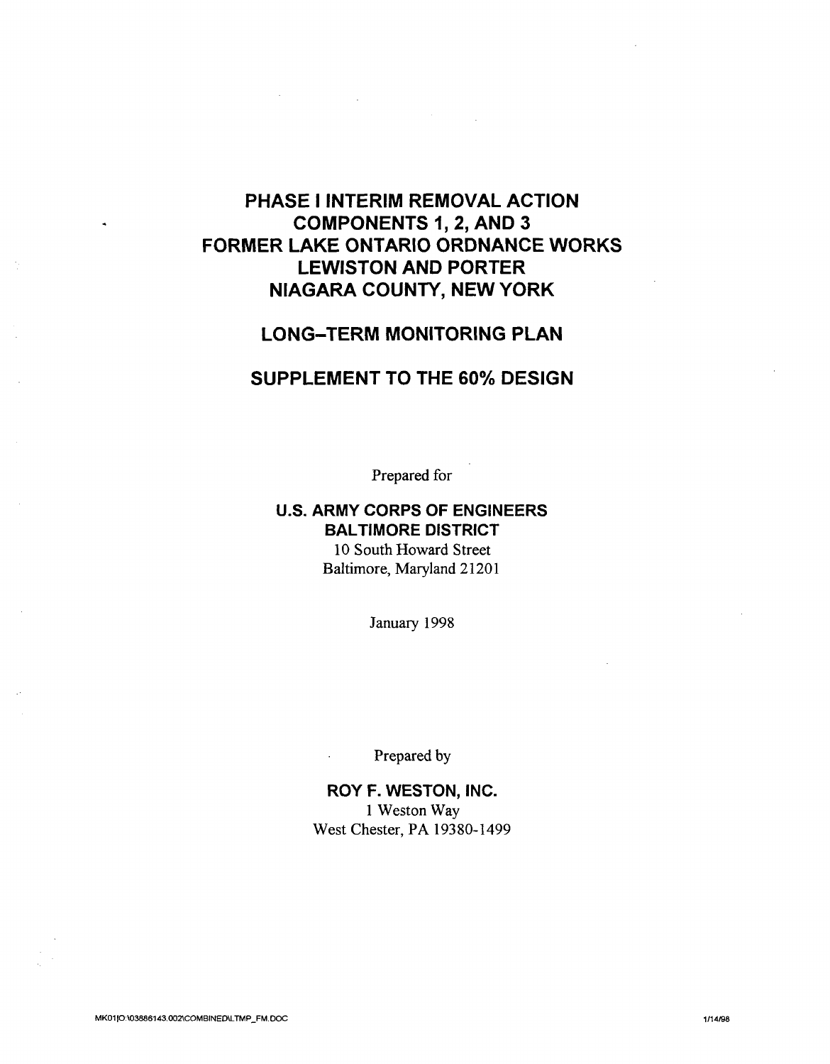# PHASE I INTERIM REMOVAL ACTION
# COMPONENTS 1, 2, AND 3
# FORMER LAKE ONTARIO ORDNANCE WORKS
# LEWISTON AND PORTER
# NIAGARA COUNTY, NEW YORK

## LONG–TERM MONITORING PLAN

## SUPPLEMENT TO THE 60% DESIGN

Prepared for

**U.S. ARMY CORPS OF ENGINEERS**
**BALTIMORE DISTRICT**
10 South Howard Street
Baltimore, Maryland 21201

January 1998

Prepared by

**ROY F. WESTON, INC.**
1 Weston Way
West Chester, PA 19380-1499

MK01|O:\03886143.002\COMBINED\LTMP_FM.DOC 1/14/98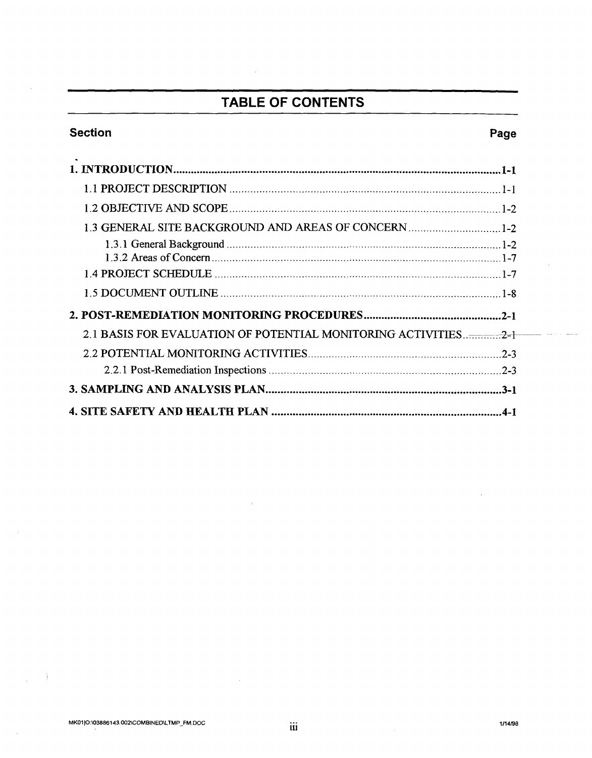# TABLE OF CONTENTS

| Section | Page |
|---|---|
| **1. INTRODUCTION** | **1-1** |
| 1.1 PROJECT DESCRIPTION | 1-1 |
| 1.2 OBJECTIVE AND SCOPE | 1-2 |
| 1.3 GENERAL SITE BACKGROUND AND AREAS OF CONCERN | 1-2 |
| 1.3.1 General Background | 1-2 |
| 1.3.2 Areas of Concern | 1-7 |
| 1.4 PROJECT SCHEDULE | 1-7 |
| 1.5 DOCUMENT OUTLINE | 1-8 |
| **2. POST-REMEDIATION MONITORING PROCEDURES** | **2-1** |
| 2.1 BASIS FOR EVALUATION OF POTENTIAL MONITORING ACTIVITIES | 2-1 |
| 2.2 POTENTIAL MONITORING ACTIVITIES | 2-3 |
| 2.2.1 Post-Remediation Inspections | 2-3 |
| **3. SAMPLING AND ANALYSIS PLAN** | **3-1** |
| **4. SITE SAFETY AND HEALTH PLAN** | **4-1** |

MK01|O:\03886143.002\COMBINED\LTMP_FM.DOC 1/14/98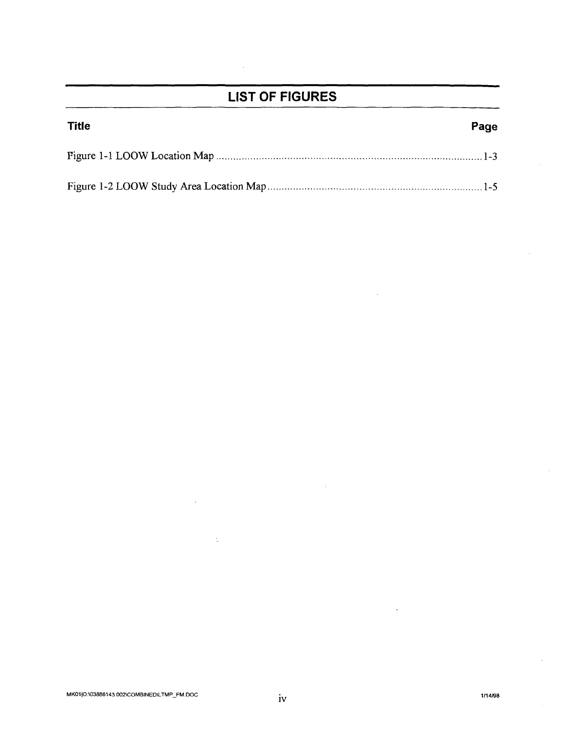## LIST OF FIGURES

| Title | Page |
| --- | --- |
| Figure 1-1 LOOW Location Map | 1-3 |
| Figure 1-2 LOOW Study Area Location Map | 1-5 |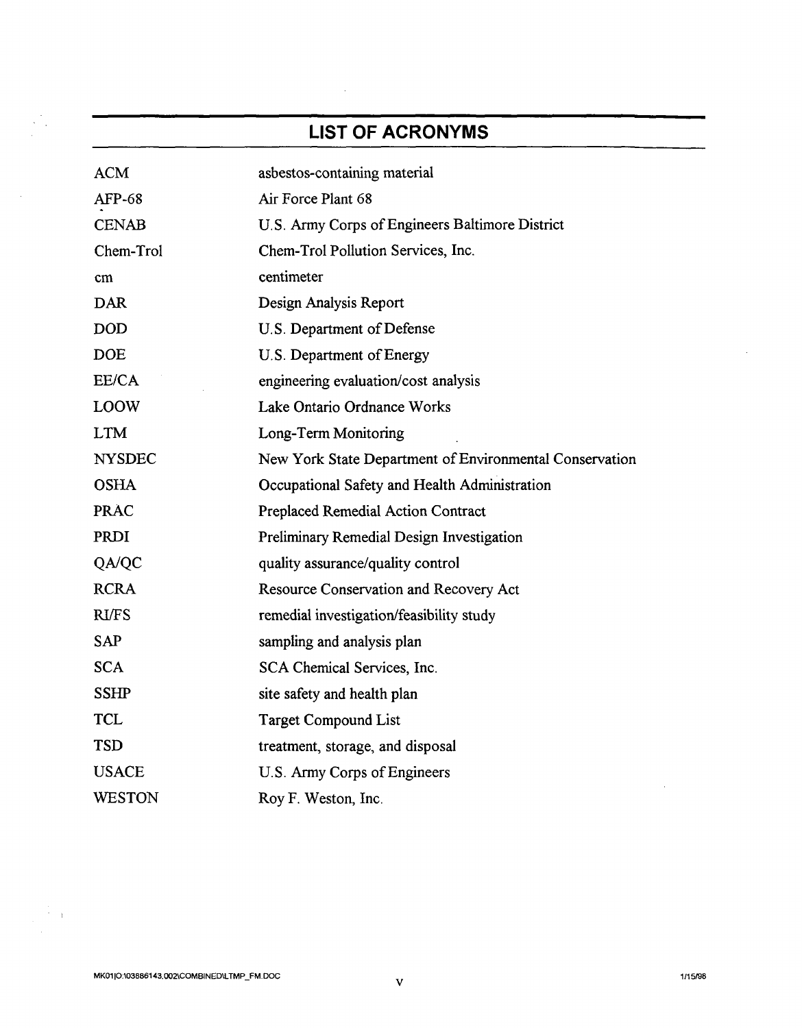## LIST OF ACRONYMS

| | |
|---|---|
| ACM | asbestos-containing material |
| AFP-68 | Air Force Plant 68 |
| CENAB | U.S. Army Corps of Engineers Baltimore District |
| Chem-Trol | Chem-Trol Pollution Services, Inc. |
| cm | centimeter |
| DAR | Design Analysis Report |
| DOD | U.S. Department of Defense |
| DOE | U.S. Department of Energy |
| EE/CA | engineering evaluation/cost analysis |
| LOOW | Lake Ontario Ordnance Works |
| LTM | Long-Term Monitoring |
| NYSDEC | New York State Department of Environmental Conservation |
| OSHA | Occupational Safety and Health Administration |
| PRAC | Preplaced Remedial Action Contract |
| PRDI | Preliminary Remedial Design Investigation |
| QA/QC | quality assurance/quality control |
| RCRA | Resource Conservation and Recovery Act |
| RI/FS | remedial investigation/feasibility study |
| SAP | sampling and analysis plan |
| SCA | SCA Chemical Services, Inc. |
| SSHP | site safety and health plan |
| TCL | Target Compound List |
| TSD | treatment, storage, and disposal |
| USACE | U.S. Army Corps of Engineers |
| WESTON | Roy F. Weston, Inc. |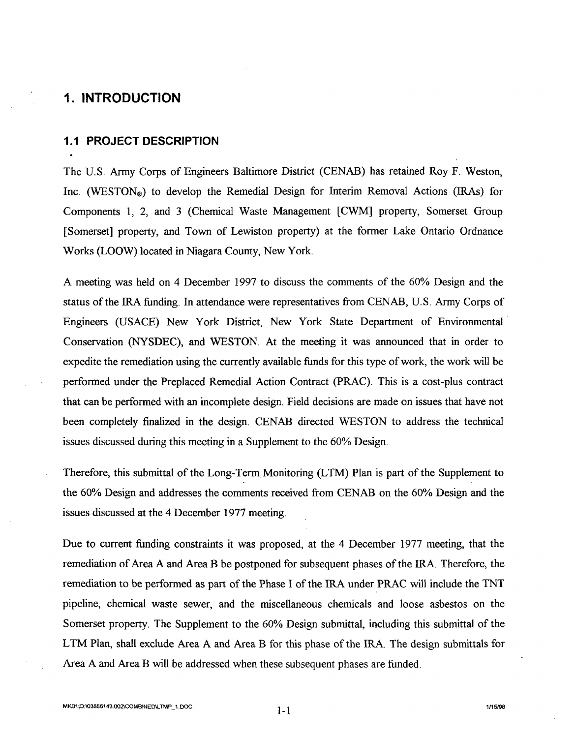# 1. INTRODUCTION

## 1.1 PROJECT DESCRIPTION

The U.S. Army Corps of Engineers Baltimore District (CENAB) has retained Roy F. Weston, Inc. (WESTON®) to develop the Remedial Design for Interim Removal Actions (IRAs) for Components 1, 2, and 3 (Chemical Waste Management [CWM] property, Somerset Group [Somerset] property, and Town of Lewiston property) at the former Lake Ontario Ordnance Works (LOOW) located in Niagara County, New York.

A meeting was held on 4 December 1997 to discuss the comments of the 60% Design and the status of the IRA funding. In attendance were representatives from CENAB, U.S. Army Corps of Engineers (USACE) New York District, New York State Department of Environmental Conservation (NYSDEC), and WESTON. At the meeting it was announced that in order to expedite the remediation using the currently available funds for this type of work, the work will be performed under the Preplaced Remedial Action Contract (PRAC). This is a cost-plus contract that can be performed with an incomplete design. Field decisions are made on issues that have not been completely finalized in the design. CENAB directed WESTON to address the technical issues discussed during this meeting in a Supplement to the 60% Design.

Therefore, this submittal of the Long-Term Monitoring (LTM) Plan is part of the Supplement to the 60% Design and addresses the comments received from CENAB on the 60% Design and the issues discussed at the 4 December 1977 meeting.

Due to current funding constraints it was proposed, at the 4 December 1977 meeting, that the remediation of Area A and Area B be postponed for subsequent phases of the IRA. Therefore, the remediation to be performed as part of the Phase I of the IRA under PRAC will include the TNT pipeline, chemical waste sewer, and the miscellaneous chemicals and loose asbestos on the Somerset property. The Supplement to the 60% Design submittal, including this submittal of the LTM Plan, shall exclude Area A and Area B for this phase of the IRA. The design submittals for Area A and Area B will be addressed when these subsequent phases are funded.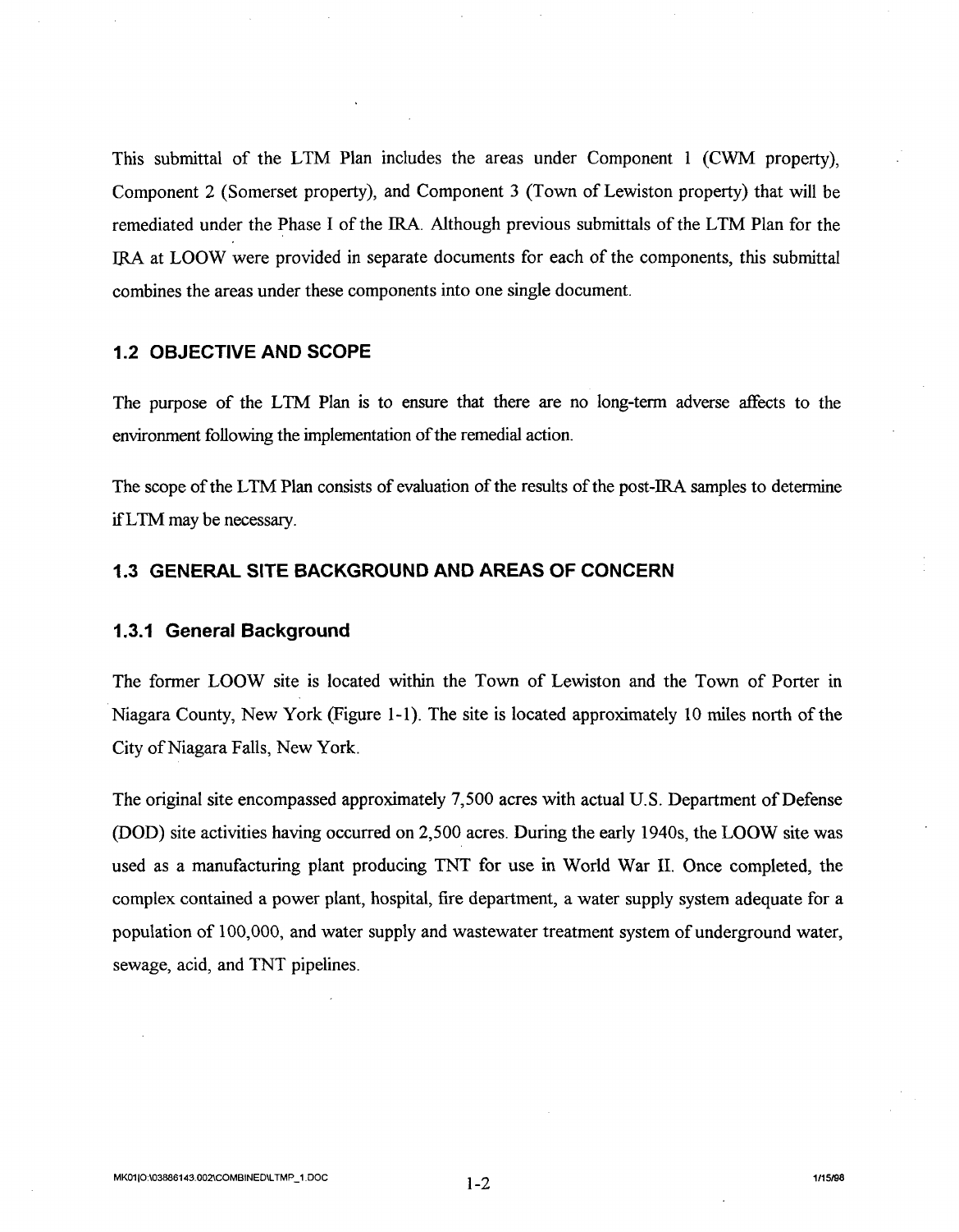This submittal of the LTM Plan includes the areas under Component 1 (CWM property), Component 2 (Somerset property), and Component 3 (Town of Lewiston property) that will be remediated under the Phase I of the IRA. Although previous submittals of the LTM Plan for the IRA at LOOW were provided in separate documents for each of the components, this submittal combines the areas under these components into one single document.

## 1.2 OBJECTIVE AND SCOPE

The purpose of the LTM Plan is to ensure that there are no long-term adverse affects to the environment following the implementation of the remedial action.

The scope of the LTM Plan consists of evaluation of the results of the post-IRA samples to determine if LTM may be necessary.

## 1.3 GENERAL SITE BACKGROUND AND AREAS OF CONCERN

### 1.3.1 General Background

The former LOOW site is located within the Town of Lewiston and the Town of Porter in Niagara County, New York (Figure 1-1). The site is located approximately 10 miles north of the City of Niagara Falls, New York.

The original site encompassed approximately 7,500 acres with actual U.S. Department of Defense (DOD) site activities having occurred on 2,500 acres. During the early 1940s, the LOOW site was used as a manufacturing plant producing TNT for use in World War II. Once completed, the complex contained a power plant, hospital, fire department, a water supply system adequate for a population of 100,000, and water supply and wastewater treatment system of underground water, sewage, acid, and TNT pipelines.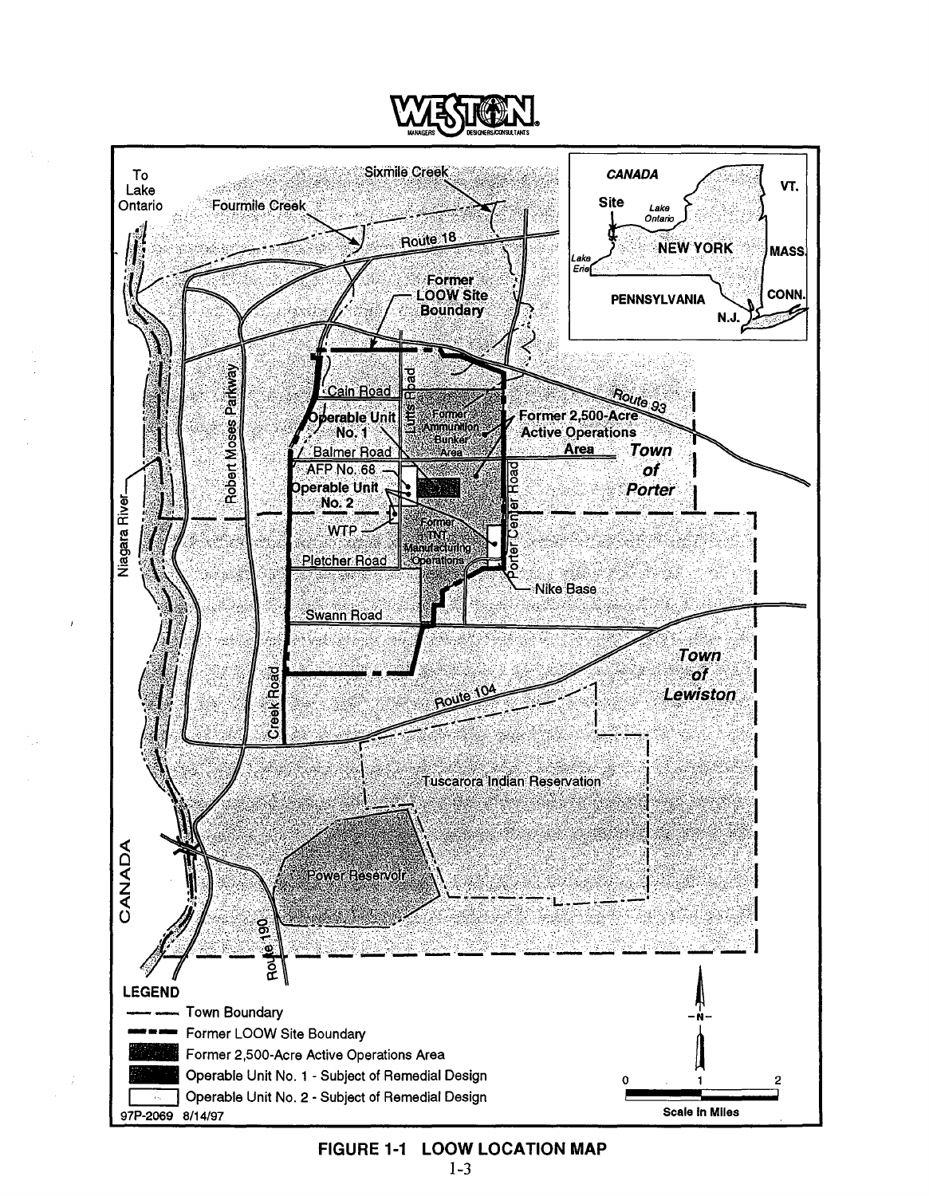**FIGURE 1-1 LOOW LOCATION MAP**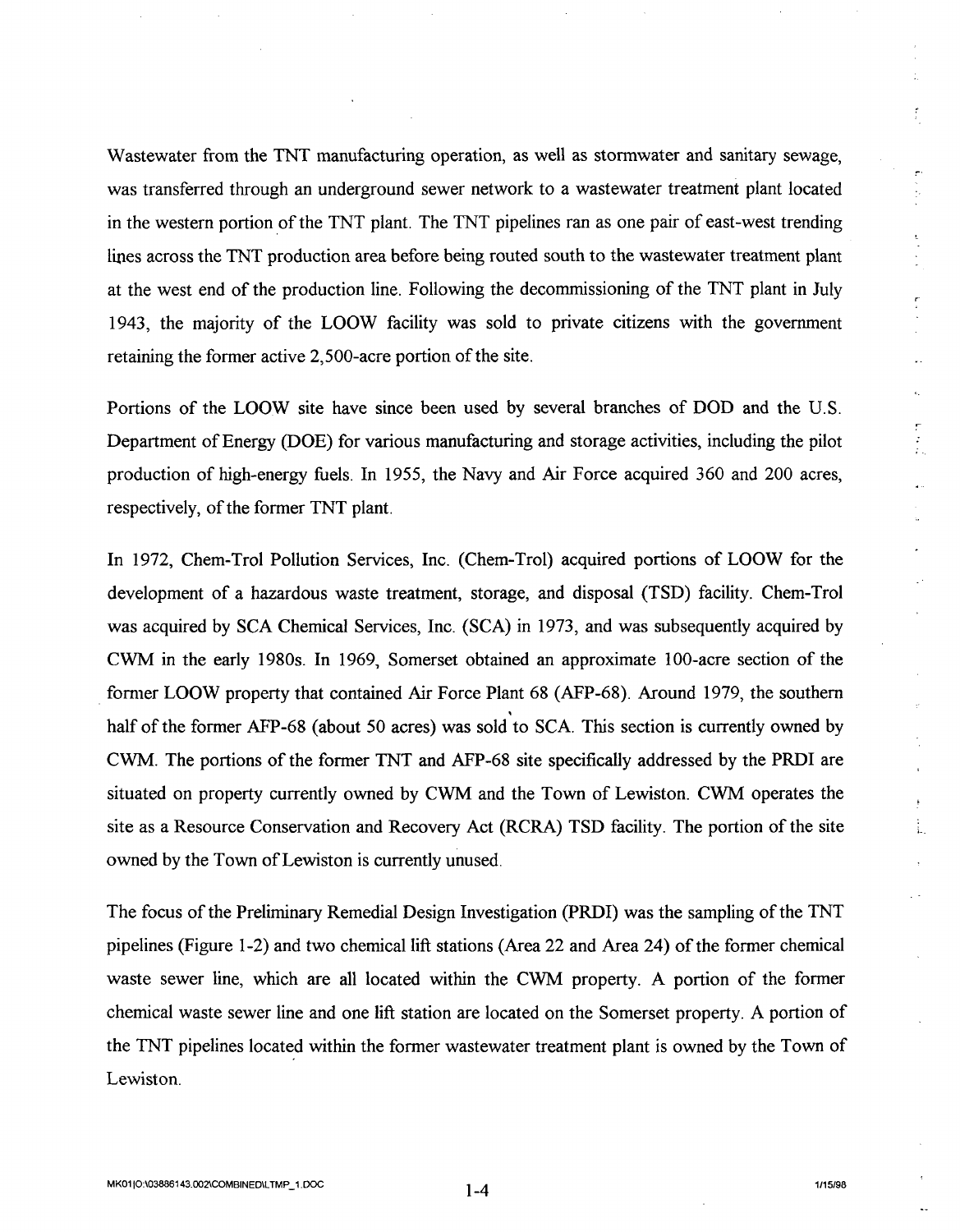Wastewater from the TNT manufacturing operation, as well as stormwater and sanitary sewage, was transferred through an underground sewer network to a wastewater treatment plant located in the western portion of the TNT plant. The TNT pipelines ran as one pair of east-west trending lines across the TNT production area before being routed south to the wastewater treatment plant at the west end of the production line. Following the decommissioning of the TNT plant in July 1943, the majority of the LOOW facility was sold to private citizens with the government retaining the former active 2,500-acre portion of the site.

Portions of the LOOW site have since been used by several branches of DOD and the U.S. Department of Energy (DOE) for various manufacturing and storage activities, including the pilot production of high-energy fuels. In 1955, the Navy and Air Force acquired 360 and 200 acres, respectively, of the former TNT plant.

In 1972, Chem-Trol Pollution Services, Inc. (Chem-Trol) acquired portions of LOOW for the development of a hazardous waste treatment, storage, and disposal (TSD) facility. Chem-Trol was acquired by SCA Chemical Services, Inc. (SCA) in 1973, and was subsequently acquired by CWM in the early 1980s. In 1969, Somerset obtained an approximate 100-acre section of the former LOOW property that contained Air Force Plant 68 (AFP-68). Around 1979, the southern half of the former AFP-68 (about 50 acres) was sold to SCA. This section is currently owned by CWM. The portions of the former TNT and AFP-68 site specifically addressed by the PRDI are situated on property currently owned by CWM and the Town of Lewiston. CWM operates the site as a Resource Conservation and Recovery Act (RCRA) TSD facility. The portion of the site owned by the Town of Lewiston is currently unused.

The focus of the Preliminary Remedial Design Investigation (PRDI) was the sampling of the TNT pipelines (Figure 1-2) and two chemical lift stations (Area 22 and Area 24) of the former chemical waste sewer line, which are all located within the CWM property. A portion of the former chemical waste sewer line and one lift station are located on the Somerset property. A portion of the TNT pipelines located within the former wastewater treatment plant is owned by the Town of Lewiston.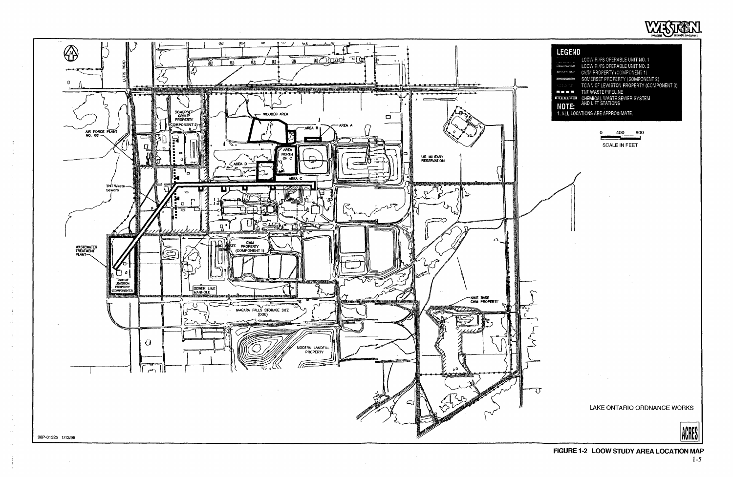## LEGEND

- LOOW RI/FS OPERABLE UNIT NO. 1
- LOOW RI/FS OPERABLE UNIT NO. 2
- CWM PROPERTY (COMPONENT 1)
- SOMERSET PROPERTY (COMPONENT 2)
- TOWN OF LEWISTON PROPERTY (COMPONENT 3)
- TNT WASTE PIPELINE
- CHEMICAL WASTE SEWER SYSTEM AND LIFT STATIONS

**NOTE:**
1. ALL LOCATIONS ARE APPROXIMATE.

0 400 800
SCALE IN FEET

LUTTS ROAD
SOMERSET GROUP PROPERTY (COMPONENT 2)
AIR FORCE PLANT NO. 68
WOODED AREA
AREA B
AREA A
AREA NORTH OF C
AREA D
AREA C
US MILITARY RESERVATION
TNT Waste Sewers
WASTEWATER TREATMENT PLANT
TOWN OF LEWISTON PROPERTY (COMPONENT 3)
TNT WASTE SEWER
CWM PROPERTY (COMPONENT 1)
SEWER LINE MANHOLE
NIAGARA FALLS STORAGE SITE (DOE)
NIKE BASE CWM PROPERTY
MODERN LANDFILL PROPERTY

LAKE ONTARIO ORDNANCE WORKS

98P-0132b 1/13/98

**FIGURE 1-2 LOOW STUDY AREA LOCATION MAP**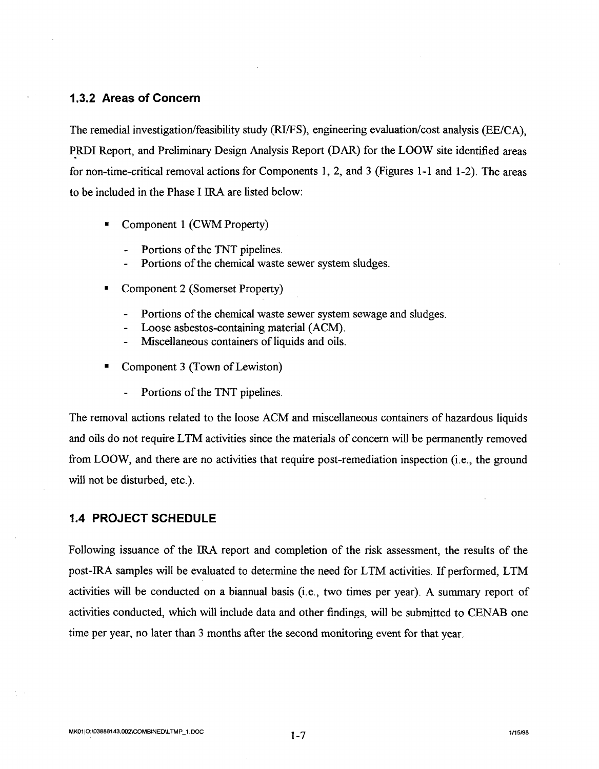### 1.3.2 Areas of Concern

The remedial investigation/feasibility study (RI/FS), engineering evaluation/cost analysis (EE/CA), PRDI Report, and Preliminary Design Analysis Report (DAR) for the LOOW site identified areas for non-time-critical removal actions for Components 1, 2, and 3 (Figures 1-1 and 1-2). The areas to be included in the Phase I IRA are listed below:

- Component 1 (CWM Property)
  - Portions of the TNT pipelines.
  - Portions of the chemical waste sewer system sludges.
- Component 2 (Somerset Property)
  - Portions of the chemical waste sewer system sewage and sludges.
  - Loose asbestos-containing material (ACM).
  - Miscellaneous containers of liquids and oils.
- Component 3 (Town of Lewiston)
  - Portions of the TNT pipelines.

The removal actions related to the loose ACM and miscellaneous containers of hazardous liquids and oils do not require LTM activities since the materials of concern will be permanently removed from LOOW, and there are no activities that require post-remediation inspection (i.e., the ground will not be disturbed, etc.).

## 1.4 PROJECT SCHEDULE

Following issuance of the IRA report and completion of the risk assessment, the results of the post-IRA samples will be evaluated to determine the need for LTM activities. If performed, LTM activities will be conducted on a biannual basis (i.e., two times per year). A summary report of activities conducted, which will include data and other findings, will be submitted to CENAB one time per year, no later than 3 months after the second monitoring event for that year.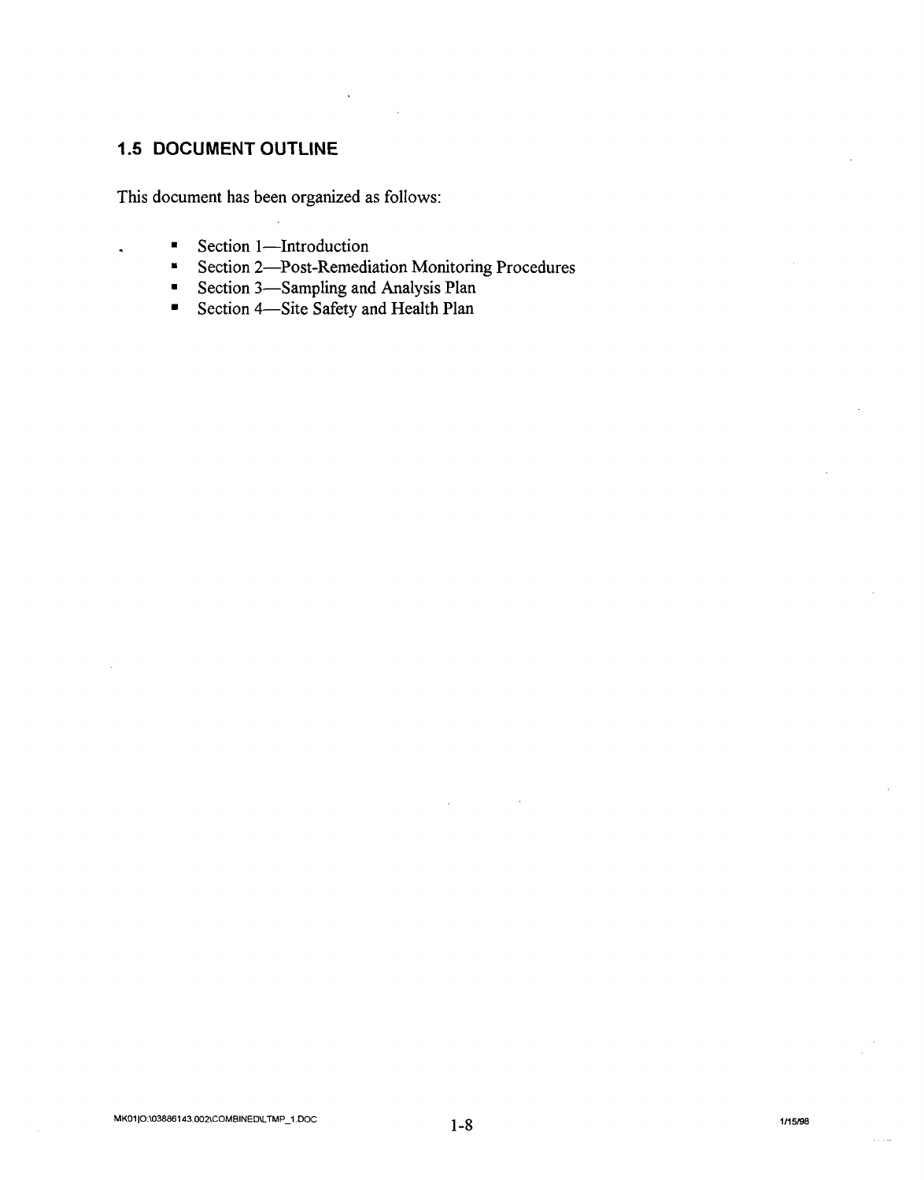## 1.5 DOCUMENT OUTLINE

This document has been organized as follows:

- Section 1—Introduction
- Section 2—Post-Remediation Monitoring Procedures
- Section 3—Sampling and Analysis Plan
- Section 4—Site Safety and Health Plan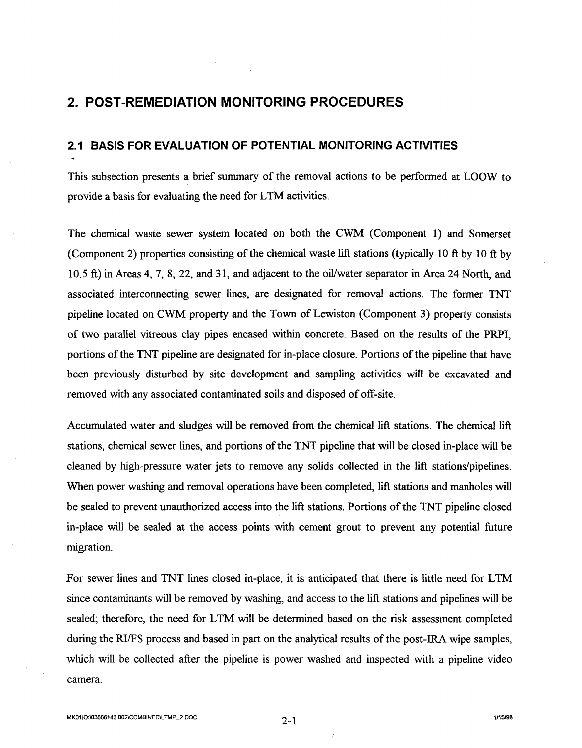# 2. POST-REMEDIATION MONITORING PROCEDURES

## 2.1 BASIS FOR EVALUATION OF POTENTIAL MONITORING ACTIVITIES

This subsection presents a brief summary of the removal actions to be performed at LOOW to provide a basis for evaluating the need for LTM activities.

The chemical waste sewer system located on both the CWM (Component 1) and Somerset (Component 2) properties consisting of the chemical waste lift stations (typically 10 ft by 10 ft by 10.5 ft) in Areas 4, 7, 8, 22, and 31, and adjacent to the oil/water separator in Area 24 North, and associated interconnecting sewer lines, are designated for removal actions. The former TNT pipeline located on CWM property and the Town of Lewiston (Component 3) property consists of two parallel vitreous clay pipes encased within concrete. Based on the results of the PRPI, portions of the TNT pipeline are designated for in-place closure. Portions of the pipeline that have been previously disturbed by site development and sampling activities will be excavated and removed with any associated contaminated soils and disposed of off-site.

Accumulated water and sludges will be removed from the chemical lift stations. The chemical lift stations, chemical sewer lines, and portions of the TNT pipeline that will be closed in-place will be cleaned by high-pressure water jets to remove any solids collected in the lift stations/pipelines. When power washing and removal operations have been completed, lift stations and manholes will be sealed to prevent unauthorized access into the lift stations. Portions of the TNT pipeline closed in-place will be sealed at the access points with cement grout to prevent any potential future migration.

For sewer lines and TNT lines closed in-place, it is anticipated that there is little need for LTM since contaminants will be removed by washing, and access to the lift stations and pipelines will be sealed; therefore, the need for LTM will be determined based on the risk assessment completed during the RI/FS process and based in part on the analytical results of the post-IRA wipe samples, which will be collected after the pipeline is power washed and inspected with a pipeline video camera.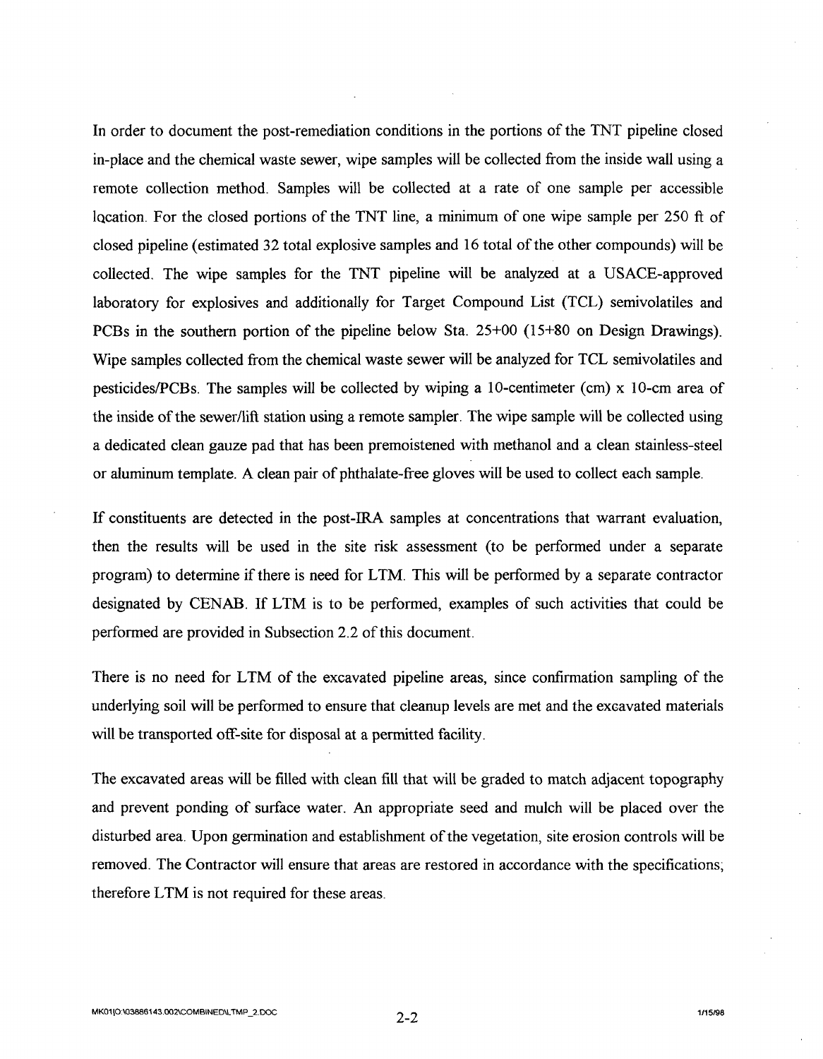In order to document the post-remediation conditions in the portions of the TNT pipeline closed in-place and the chemical waste sewer, wipe samples will be collected from the inside wall using a remote collection method. Samples will be collected at a rate of one sample per accessible location. For the closed portions of the TNT line, a minimum of one wipe sample per 250 ft of closed pipeline (estimated 32 total explosive samples and 16 total of the other compounds) will be collected. The wipe samples for the TNT pipeline will be analyzed at a USACE-approved laboratory for explosives and additionally for Target Compound List (TCL) semivolatiles and PCBs in the southern portion of the pipeline below Sta. 25+00 (15+80 on Design Drawings). Wipe samples collected from the chemical waste sewer will be analyzed for TCL semivolatiles and pesticides/PCBs. The samples will be collected by wiping a 10-centimeter (cm) x 10-cm area of the inside of the sewer/lift station using a remote sampler. The wipe sample will be collected using a dedicated clean gauze pad that has been premoistened with methanol and a clean stainless-steel or aluminum template. A clean pair of phthalate-free gloves will be used to collect each sample.

If constituents are detected in the post-IRA samples at concentrations that warrant evaluation, then the results will be used in the site risk assessment (to be performed under a separate program) to determine if there is need for LTM. This will be performed by a separate contractor designated by CENAB. If LTM is to be performed, examples of such activities that could be performed are provided in Subsection 2.2 of this document.

There is no need for LTM of the excavated pipeline areas, since confirmation sampling of the underlying soil will be performed to ensure that cleanup levels are met and the excavated materials will be transported off-site for disposal at a permitted facility.

The excavated areas will be filled with clean fill that will be graded to match adjacent topography and prevent ponding of surface water. An appropriate seed and mulch will be placed over the disturbed area. Upon germination and establishment of the vegetation, site erosion controls will be removed. The Contractor will ensure that areas are restored in accordance with the specifications; therefore LTM is not required for these areas.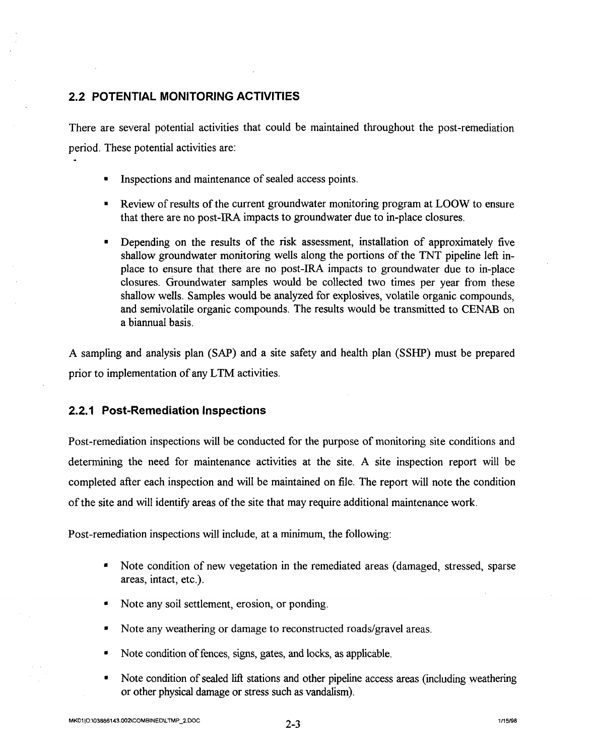## 2.2 POTENTIAL MONITORING ACTIVITIES

There are several potential activities that could be maintained throughout the post-remediation period. These potential activities are:

- Inspections and maintenance of sealed access points.
- Review of results of the current groundwater monitoring program at LOOW to ensure that there are no post-IRA impacts to groundwater due to in-place closures.
- Depending on the results of the risk assessment, installation of approximately five shallow groundwater monitoring wells along the portions of the TNT pipeline left in-place to ensure that there are no post-IRA impacts to groundwater due to in-place closures. Groundwater samples would be collected two times per year from these shallow wells. Samples would be analyzed for explosives, volatile organic compounds, and semivolatile organic compounds. The results would be transmitted to CENAB on a biannual basis.

A sampling and analysis plan (SAP) and a site safety and health plan (SSHP) must be prepared prior to implementation of any LTM activities.

### 2.2.1 Post-Remediation Inspections

Post-remediation inspections will be conducted for the purpose of monitoring site conditions and determining the need for maintenance activities at the site. A site inspection report will be completed after each inspection and will be maintained on file. The report will note the condition of the site and will identify areas of the site that may require additional maintenance work.

Post-remediation inspections will include, at a minimum, the following:

- Note condition of new vegetation in the remediated areas (damaged, stressed, sparse areas, intact, etc.).
- Note any soil settlement, erosion, or ponding.
- Note any weathering or damage to reconstructed roads/gravel areas.
- Note condition of fences, signs, gates, and locks, as applicable.
- Note condition of sealed lift stations and other pipeline access areas (including weathering or other physical damage or stress such as vandalism).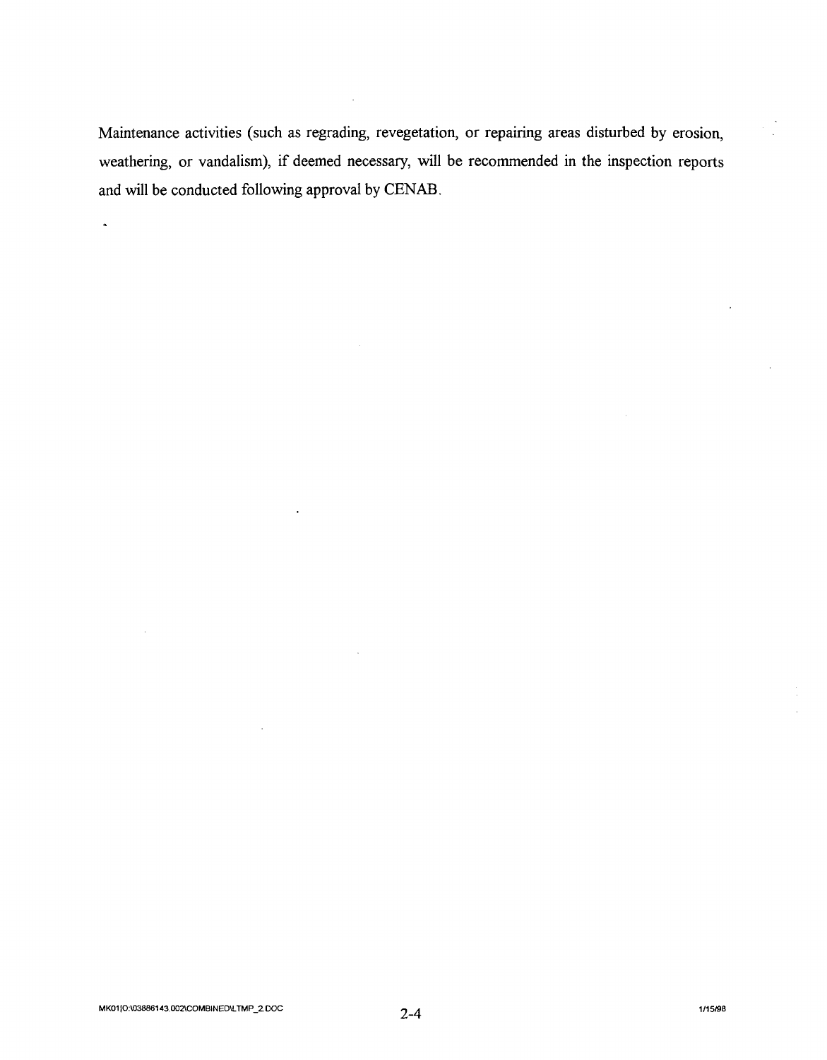Maintenance activities (such as regrading, revegetation, or repairing areas disturbed by erosion, weathering, or vandalism), if deemed necessary, will be recommended in the inspection reports and will be conducted following approval by CENAB.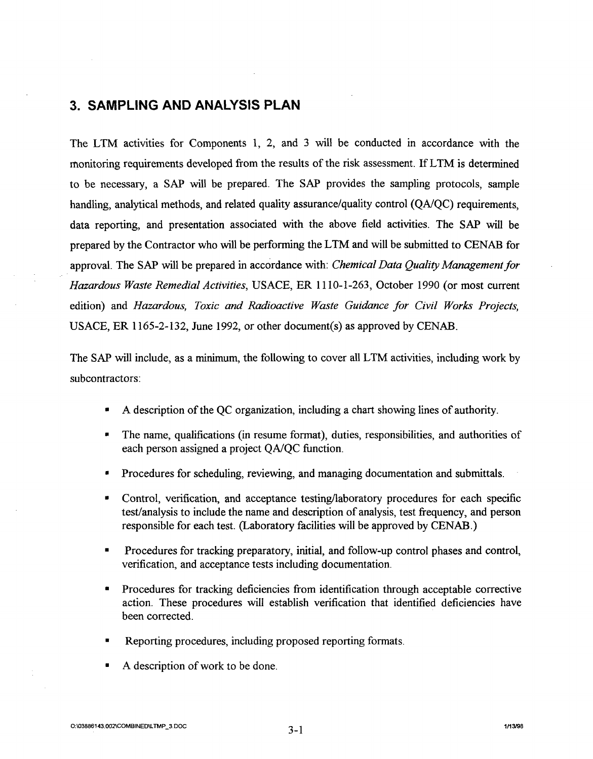## 3. SAMPLING AND ANALYSIS PLAN

The LTM activities for Components 1, 2, and 3 will be conducted in accordance with the monitoring requirements developed from the results of the risk assessment. If LTM is determined to be necessary, a SAP will be prepared. The SAP provides the sampling protocols, sample handling, analytical methods, and related quality assurance/quality control (QA/QC) requirements, data reporting, and presentation associated with the above field activities. The SAP will be prepared by the Contractor who will be performing the LTM and will be submitted to CENAB for approval. The SAP will be prepared in accordance with: *Chemical Data Quality Management for Hazardous Waste Remedial Activities*, USACE, ER 1110-1-263, October 1990 (or most current edition) and *Hazardous, Toxic and Radioactive Waste Guidance for Civil Works Projects*, USACE, ER 1165-2-132, June 1992, or other document(s) as approved by CENAB.

The SAP will include, as a minimum, the following to cover all LTM activities, including work by subcontractors:

- A description of the QC organization, including a chart showing lines of authority.
- The name, qualifications (in resume format), duties, responsibilities, and authorities of each person assigned a project QA/QC function.
- Procedures for scheduling, reviewing, and managing documentation and submittals.
- Control, verification, and acceptance testing/laboratory procedures for each specific test/analysis to include the name and description of analysis, test frequency, and person responsible for each test. (Laboratory facilities will be approved by CENAB.)
- Procedures for tracking preparatory, initial, and follow-up control phases and control, verification, and acceptance tests including documentation.
- Procedures for tracking deficiencies from identification through acceptable corrective action. These procedures will establish verification that identified deficiencies have been corrected.
- Reporting procedures, including proposed reporting formats.
- A description of work to be done.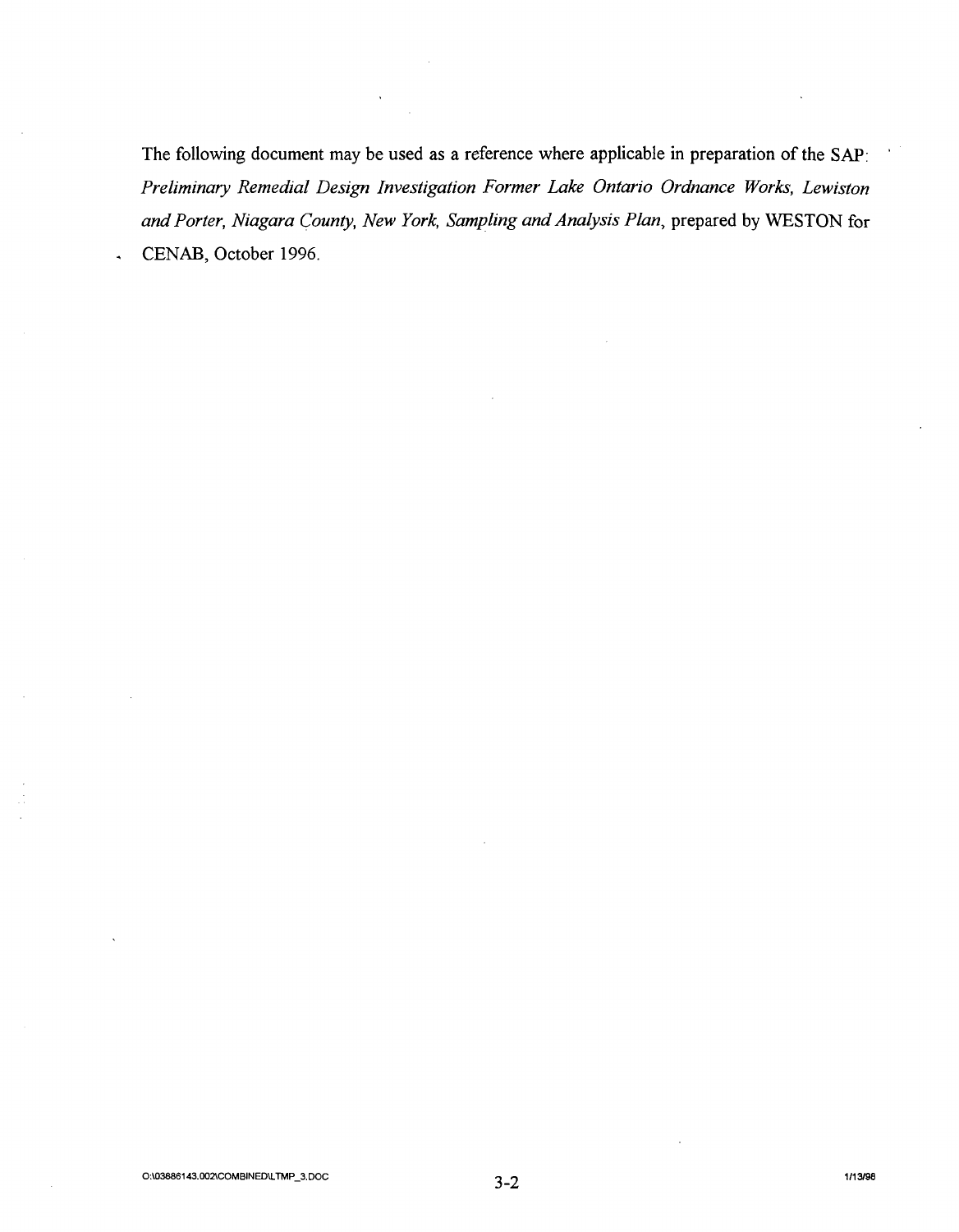The following document may be used as a reference where applicable in preparation of the SAP: *Preliminary Remedial Design Investigation Former Lake Ontario Ordnance Works, Lewiston and Porter, Niagara County, New York, Sampling and Analysis Plan*, prepared by WESTON for CENAB, October 1996.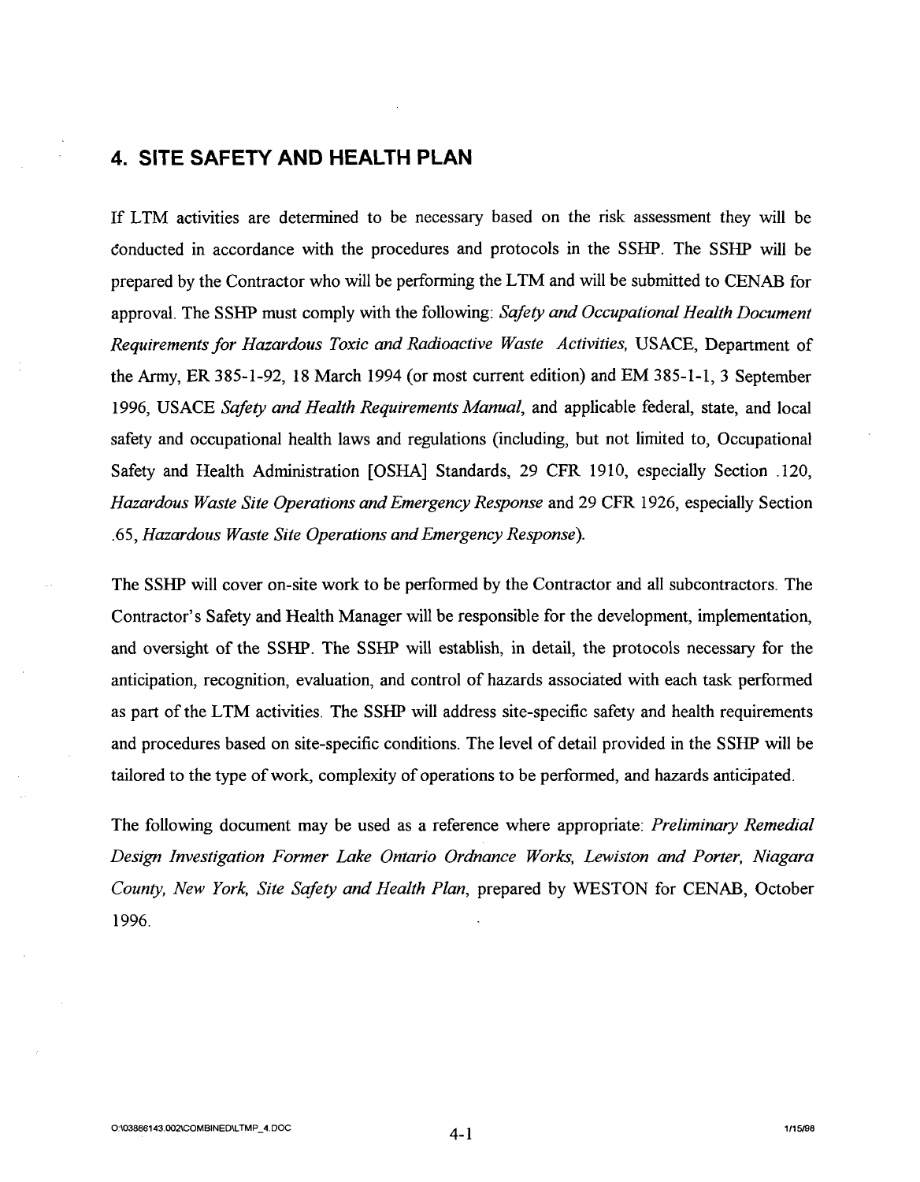# 4. SITE SAFETY AND HEALTH PLAN

If LTM activities are determined to be necessary based on the risk assessment they will be conducted in accordance with the procedures and protocols in the SSHP. The SSHP will be prepared by the Contractor who will be performing the LTM and will be submitted to CENAB for approval. The SSHP must comply with the following: *Safety and Occupational Health Document Requirements for Hazardous Toxic and Radioactive Waste Activities*, USACE, Department of the Army, ER 385-1-92, 18 March 1994 (or most current edition) and EM 385-1-1, 3 September 1996, USACE *Safety and Health Requirements Manual*, and applicable federal, state, and local safety and occupational health laws and regulations (including, but not limited to, Occupational Safety and Health Administration [OSHA] Standards, 29 CFR 1910, especially Section .120, *Hazardous Waste Site Operations and Emergency Response* and 29 CFR 1926, especially Section .65, *Hazardous Waste Site Operations and Emergency Response*).

The SSHP will cover on-site work to be performed by the Contractor and all subcontractors. The Contractor's Safety and Health Manager will be responsible for the development, implementation, and oversight of the SSHP. The SSHP will establish, in detail, the protocols necessary for the anticipation, recognition, evaluation, and control of hazards associated with each task performed as part of the LTM activities. The SSHP will address site-specific safety and health requirements and procedures based on site-specific conditions. The level of detail provided in the SSHP will be tailored to the type of work, complexity of operations to be performed, and hazards anticipated.

The following document may be used as a reference where appropriate: *Preliminary Remedial Design Investigation Former Lake Ontario Ordnance Works, Lewiston and Porter, Niagara County, New York, Site Safety and Health Plan*, prepared by WESTON for CENAB, October 1996.